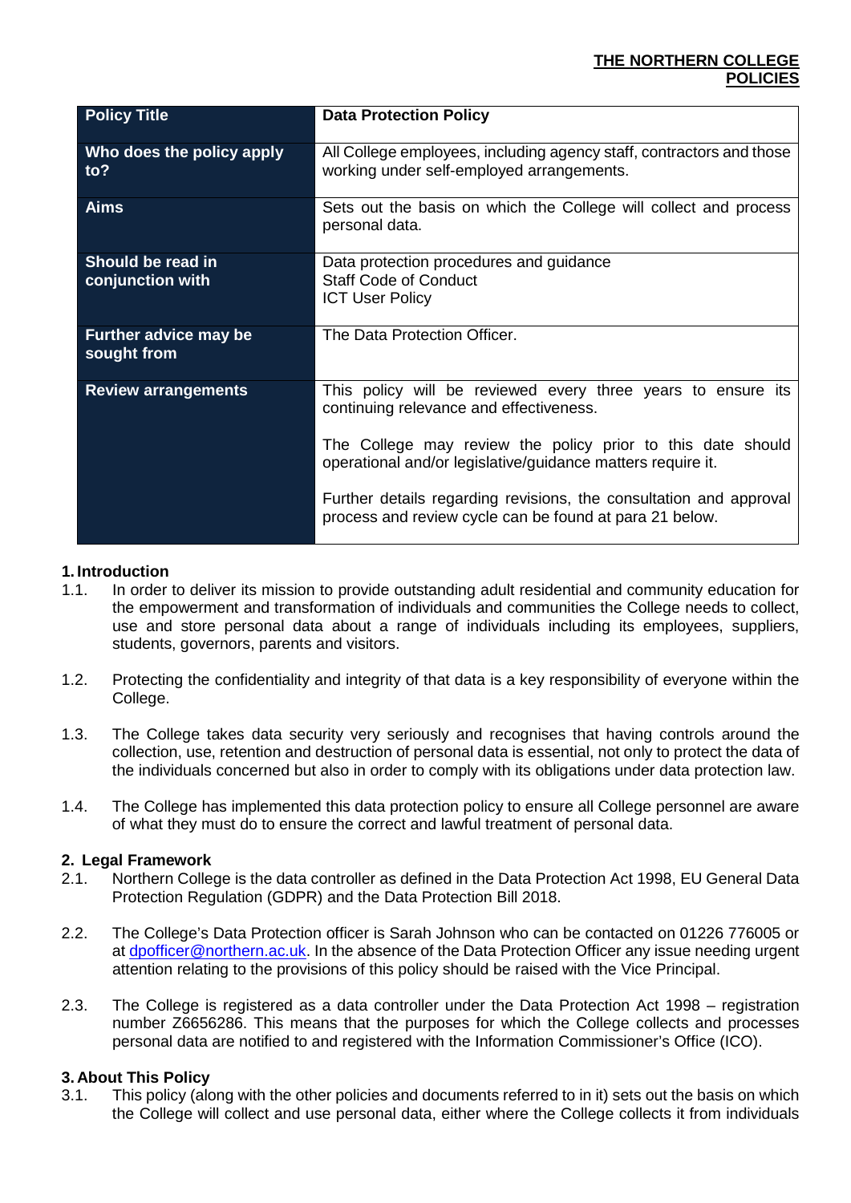**THE NORTHERN COLLEGE POLICIES**

| Policy Title | Data Protection Policy |
|---|---|
| Who does the policy apply to? | All College employees, including agency staff, contractors and those working under self-employed arrangements. |
| Aims | Sets out the basis on which the College will collect and process personal data. |
| Should be read in conjunction with | Data protection procedures and guidance<br>Staff Code of Conduct<br>ICT User Policy |
| Further advice may be sought from | The Data Protection Officer. |
| Review arrangements | This policy will be reviewed every three years to ensure its continuing relevance and effectiveness.<br><br>The College may review the policy prior to this date should operational and/or legislative/guidance matters require it.<br><br>Further details regarding revisions, the consultation and approval process and review cycle can be found at para 21 below. |

## 1. Introduction

1.1. In order to deliver its mission to provide outstanding adult residential and community education for the empowerment and transformation of individuals and communities the College needs to collect, use and store personal data about a range of individuals including its employees, suppliers, students, governors, parents and visitors.

1.2. Protecting the confidentiality and integrity of that data is a key responsibility of everyone within the College.

1.3. The College takes data security very seriously and recognises that having controls around the collection, use, retention and destruction of personal data is essential, not only to protect the data of the individuals concerned but also in order to comply with its obligations under data protection law.

1.4. The College has implemented this data protection policy to ensure all College personnel are aware of what they must do to ensure the correct and lawful treatment of personal data.

## 2. Legal Framework

2.1. Northern College is the data controller as defined in the Data Protection Act 1998, EU General Data Protection Regulation (GDPR) and the Data Protection Bill 2018.

2.2. The College's Data Protection officer is Sarah Johnson who can be contacted on 01226 776005 or at dpofficer@northern.ac.uk. In the absence of the Data Protection Officer any issue needing urgent attention relating to the provisions of this policy should be raised with the Vice Principal.

2.3. The College is registered as a data controller under the Data Protection Act 1998 – registration number Z6656286. This means that the purposes for which the College collects and processes personal data are notified to and registered with the Information Commissioner's Office (ICO).

## 3. About This Policy

3.1. This policy (along with the other policies and documents referred to in it) sets out the basis on which the College will collect and use personal data, either where the College collects it from individuals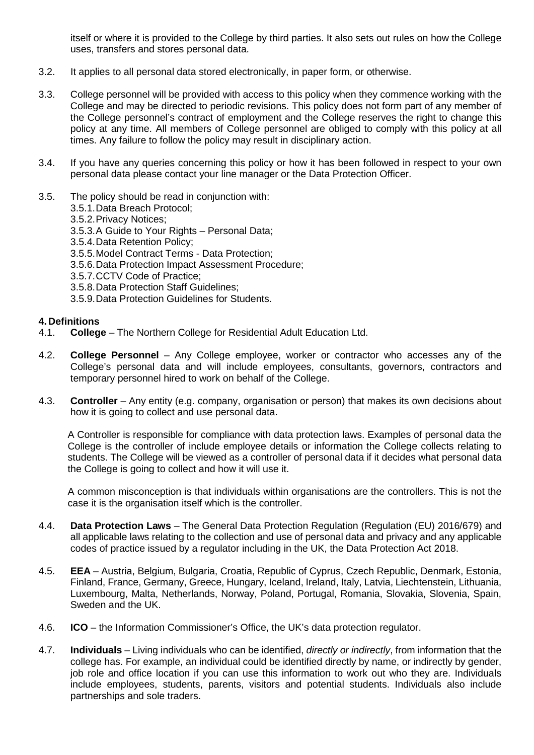itself or where it is provided to the College by third parties. It also sets out rules on how the College uses, transfers and stores personal data.

3.2. It applies to all personal data stored electronically, in paper form, or otherwise.

3.3. College personnel will be provided with access to this policy when they commence working with the College and may be directed to periodic revisions. This policy does not form part of any member of the College personnel's contract of employment and the College reserves the right to change this policy at any time. All members of College personnel are obliged to comply with this policy at all times. Any failure to follow the policy may result in disciplinary action.

3.4. If you have any queries concerning this policy or how it has been followed in respect to your own personal data please contact your line manager or the Data Protection Officer.

3.5. The policy should be read in conjunction with:
- 3.5.1. Data Breach Protocol;
- 3.5.2. Privacy Notices;
- 3.5.3. A Guide to Your Rights – Personal Data;
- 3.5.4. Data Retention Policy;
- 3.5.5. Model Contract Terms - Data Protection;
- 3.5.6. Data Protection Impact Assessment Procedure;
- 3.5.7. CCTV Code of Practice;
- 3.5.8. Data Protection Staff Guidelines;
- 3.5.9. Data Protection Guidelines for Students.

## 4. Definitions

4.1. **College** – The Northern College for Residential Adult Education Ltd.

4.2. **College Personnel** – Any College employee, worker or contractor who accesses any of the College's personal data and will include employees, consultants, governors, contractors and temporary personnel hired to work on behalf of the College.

4.3. **Controller** – Any entity (e.g. company, organisation or person) that makes its own decisions about how it is going to collect and use personal data.

A Controller is responsible for compliance with data protection laws. Examples of personal data the College is the controller of include employee details or information the College collects relating to students. The College will be viewed as a controller of personal data if it decides what personal data the College is going to collect and how it will use it.

A common misconception is that individuals within organisations are the controllers. This is not the case it is the organisation itself which is the controller.

4.4. **Data Protection Laws** – The General Data Protection Regulation (Regulation (EU) 2016/679) and all applicable laws relating to the collection and use of personal data and privacy and any applicable codes of practice issued by a regulator including in the UK, the Data Protection Act 2018.

4.5. **EEA** – Austria, Belgium, Bulgaria, Croatia, Republic of Cyprus, Czech Republic, Denmark, Estonia, Finland, France, Germany, Greece, Hungary, Iceland, Ireland, Italy, Latvia, Liechtenstein, Lithuania, Luxembourg, Malta, Netherlands, Norway, Poland, Portugal, Romania, Slovakia, Slovenia, Spain, Sweden and the UK.

4.6. **ICO** – the Information Commissioner's Office, the UK's data protection regulator.

4.7. **Individuals** – Living individuals who can be identified, *directly or indirectly*, from information that the college has. For example, an individual could be identified directly by name, or indirectly by gender, job role and office location if you can use this information to work out who they are. Individuals include employees, students, parents, visitors and potential students. Individuals also include partnerships and sole traders.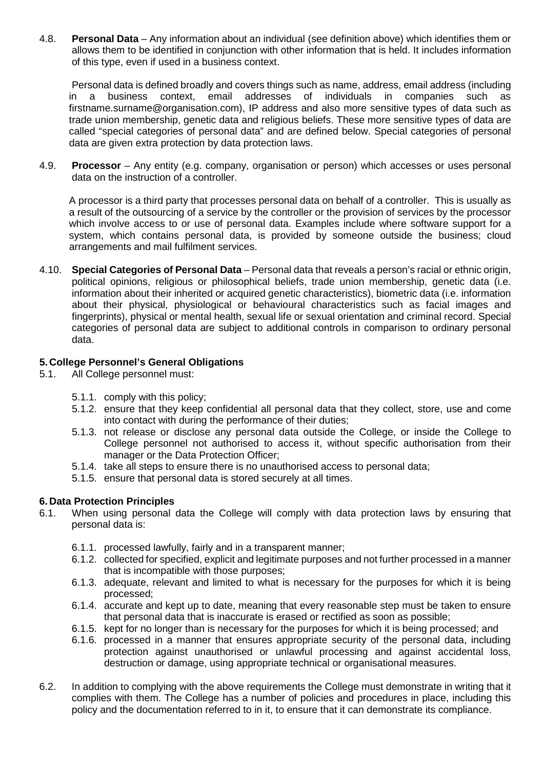4.8. **Personal Data** – Any information about an individual (see definition above) which identifies them or allows them to be identified in conjunction with other information that is held. It includes information of this type, even if used in a business context.

Personal data is defined broadly and covers things such as name, address, email address (including in a business context, email addresses of individuals in companies such as firstname.surname@organisation.com), IP address and also more sensitive types of data such as trade union membership, genetic data and religious beliefs. These more sensitive types of data are called "special categories of personal data" and are defined below. Special categories of personal data are given extra protection by data protection laws.

4.9. **Processor** – Any entity (e.g. company, organisation or person) which accesses or uses personal data on the instruction of a controller.

A processor is a third party that processes personal data on behalf of a controller. This is usually as a result of the outsourcing of a service by the controller or the provision of services by the processor which involve access to or use of personal data. Examples include where software support for a system, which contains personal data, is provided by someone outside the business; cloud arrangements and mail fulfilment services.

4.10. **Special Categories of Personal Data** – Personal data that reveals a person's racial or ethnic origin, political opinions, religious or philosophical beliefs, trade union membership, genetic data (i.e. information about their inherited or acquired genetic characteristics), biometric data (i.e. information about their physical, physiological or behavioural characteristics such as facial images and fingerprints), physical or mental health, sexual life or sexual orientation and criminal record. Special categories of personal data are subject to additional controls in comparison to ordinary personal data.

## 5. College Personnel's General Obligations

5.1. All College personnel must:

- 5.1.1. comply with this policy;
- 5.1.2. ensure that they keep confidential all personal data that they collect, store, use and come into contact with during the performance of their duties;
- 5.1.3. not release or disclose any personal data outside the College, or inside the College to College personnel not authorised to access it, without specific authorisation from their manager or the Data Protection Officer;
- 5.1.4. take all steps to ensure there is no unauthorised access to personal data;
- 5.1.5. ensure that personal data is stored securely at all times.

## 6. Data Protection Principles

6.1. When using personal data the College will comply with data protection laws by ensuring that personal data is:

- 6.1.1. processed lawfully, fairly and in a transparent manner;
- 6.1.2. collected for specified, explicit and legitimate purposes and not further processed in a manner that is incompatible with those purposes;
- 6.1.3. adequate, relevant and limited to what is necessary for the purposes for which it is being processed;
- 6.1.4. accurate and kept up to date, meaning that every reasonable step must be taken to ensure that personal data that is inaccurate is erased or rectified as soon as possible;
- 6.1.5. kept for no longer than is necessary for the purposes for which it is being processed; and
- 6.1.6. processed in a manner that ensures appropriate security of the personal data, including protection against unauthorised or unlawful processing and against accidental loss, destruction or damage, using appropriate technical or organisational measures.

6.2. In addition to complying with the above requirements the College must demonstrate in writing that it complies with them. The College has a number of policies and procedures in place, including this policy and the documentation referred to in it, to ensure that it can demonstrate its compliance.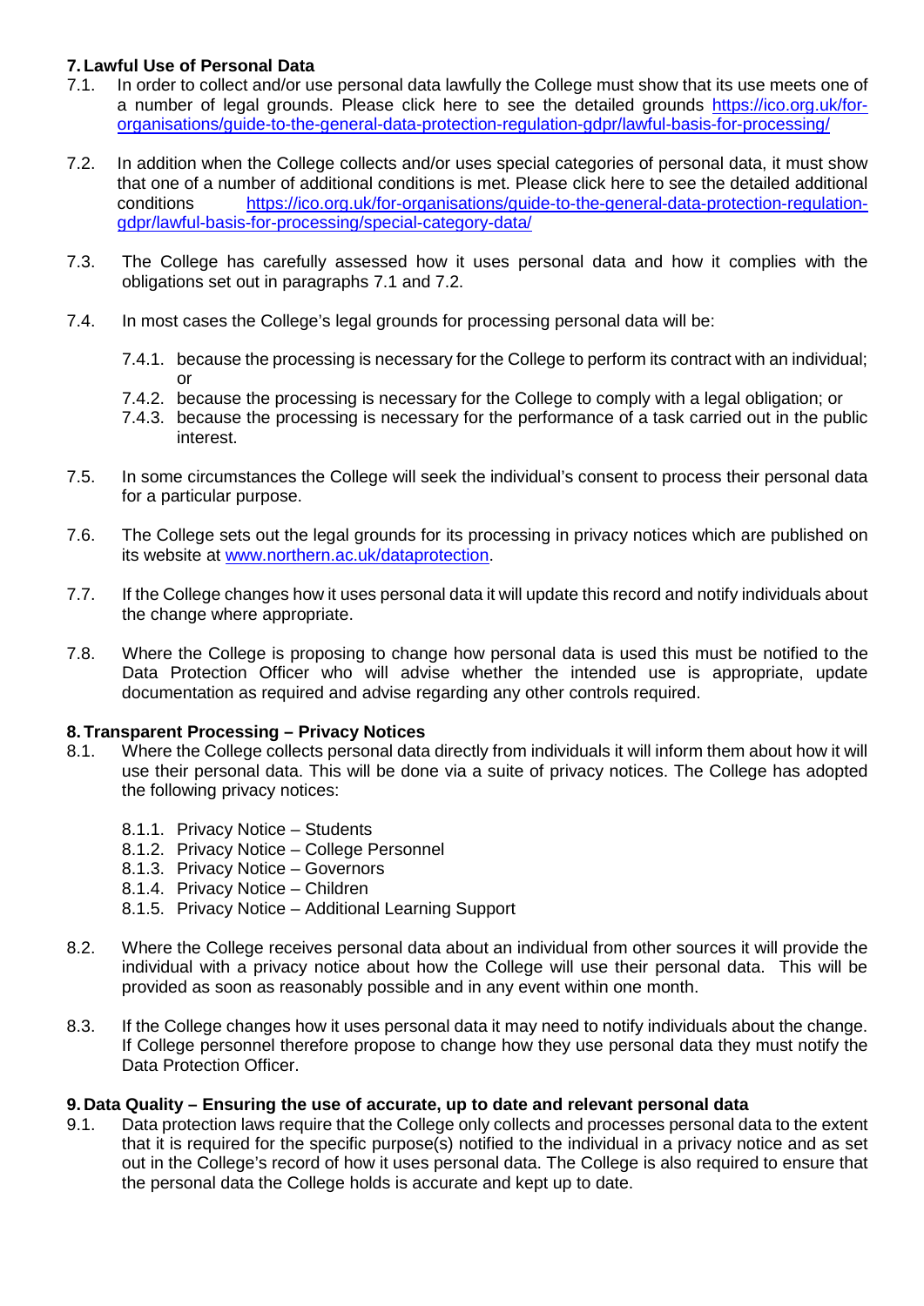## 7. Lawful Use of Personal Data

7.1. In order to collect and/or use personal data lawfully the College must show that its use meets one of a number of legal grounds. Please click here to see the detailed grounds [https://ico.org.uk/for-organisations/guide-to-the-general-data-protection-regulation-gdpr/lawful-basis-for-processing/](https://ico.org.uk/for-organisations/guide-to-the-general-data-protection-regulation-gdpr/lawful-basis-for-processing/)

7.2. In addition when the College collects and/or uses special categories of personal data, it must show that one of a number of additional conditions is met. Please click here to see the detailed additional conditions [https://ico.org.uk/for-organisations/guide-to-the-general-data-protection-regulation-gdpr/lawful-basis-for-processing/special-category-data/](https://ico.org.uk/for-organisations/guide-to-the-general-data-protection-regulation-gdpr/lawful-basis-for-processing/special-category-data/)

7.3. The College has carefully assessed how it uses personal data and how it complies with the obligations set out in paragraphs 7.1 and 7.2.

7.4. In most cases the College's legal grounds for processing personal data will be:

- 7.4.1. because the processing is necessary for the College to perform its contract with an individual; or
- 7.4.2. because the processing is necessary for the College to comply with a legal obligation; or
- 7.4.3. because the processing is necessary for the performance of a task carried out in the public interest.

7.5. In some circumstances the College will seek the individual's consent to process their personal data for a particular purpose.

7.6. The College sets out the legal grounds for its processing in privacy notices which are published on its website at [www.northern.ac.uk/dataprotection](http://www.northern.ac.uk/dataprotection).

7.7. If the College changes how it uses personal data it will update this record and notify individuals about the change where appropriate.

7.8. Where the College is proposing to change how personal data is used this must be notified to the Data Protection Officer who will advise whether the intended use is appropriate, update documentation as required and advise regarding any other controls required.

## 8. Transparent Processing – Privacy Notices

8.1. Where the College collects personal data directly from individuals it will inform them about how it will use their personal data. This will be done via a suite of privacy notices. The College has adopted the following privacy notices:

- 8.1.1. Privacy Notice – Students
- 8.1.2. Privacy Notice – College Personnel
- 8.1.3. Privacy Notice – Governors
- 8.1.4. Privacy Notice – Children
- 8.1.5. Privacy Notice – Additional Learning Support

8.2. Where the College receives personal data about an individual from other sources it will provide the individual with a privacy notice about how the College will use their personal data. This will be provided as soon as reasonably possible and in any event within one month.

8.3. If the College changes how it uses personal data it may need to notify individuals about the change. If College personnel therefore propose to change how they use personal data they must notify the Data Protection Officer.

## 9. Data Quality – Ensuring the use of accurate, up to date and relevant personal data

9.1. Data protection laws require that the College only collects and processes personal data to the extent that it is required for the specific purpose(s) notified to the individual in a privacy notice and as set out in the College's record of how it uses personal data. The College is also required to ensure that the personal data the College holds is accurate and kept up to date.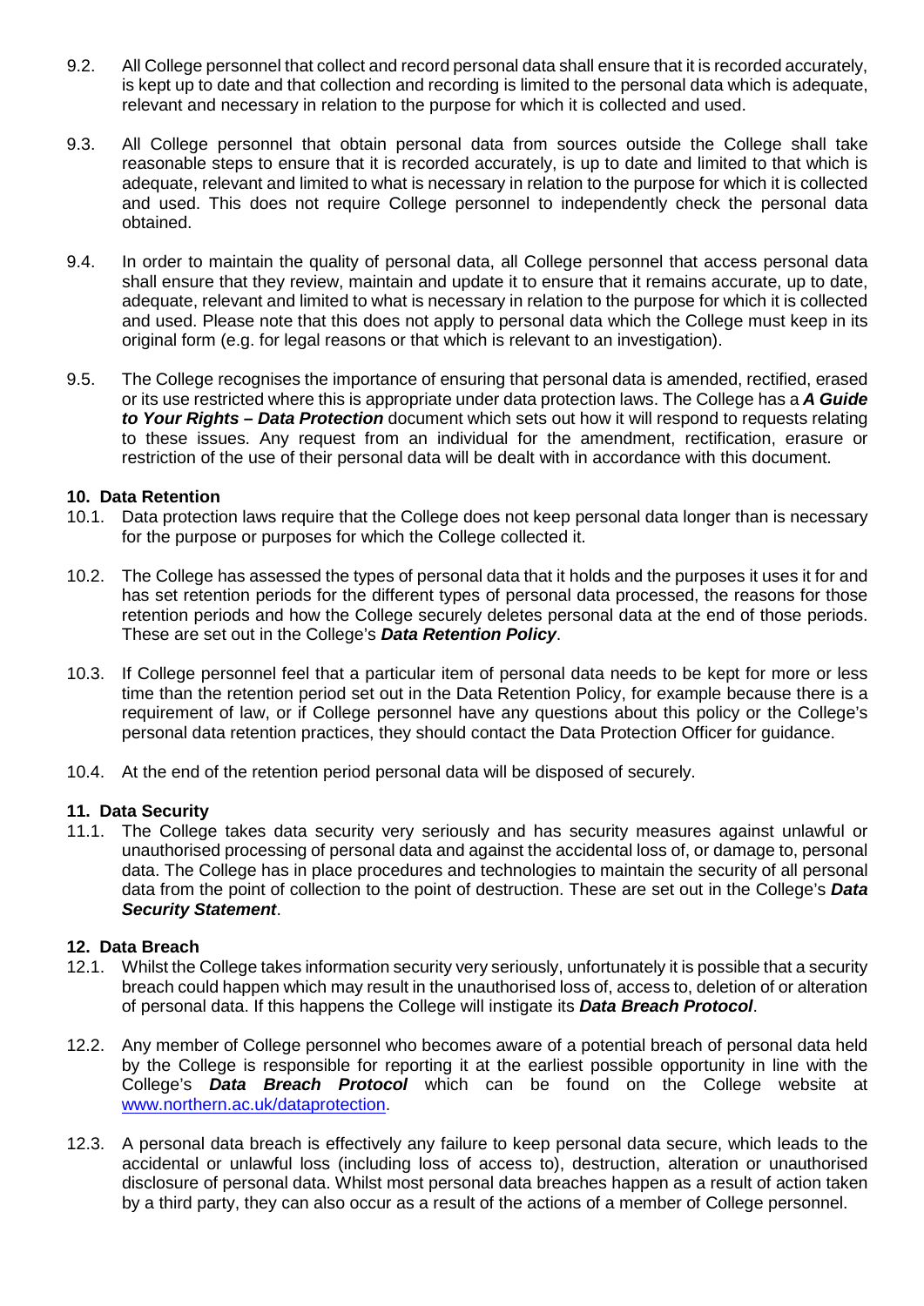9.2. All College personnel that collect and record personal data shall ensure that it is recorded accurately, is kept up to date and that collection and recording is limited to the personal data which is adequate, relevant and necessary in relation to the purpose for which it is collected and used.

9.3. All College personnel that obtain personal data from sources outside the College shall take reasonable steps to ensure that it is recorded accurately, is up to date and limited to that which is adequate, relevant and limited to what is necessary in relation to the purpose for which it is collected and used. This does not require College personnel to independently check the personal data obtained.

9.4. In order to maintain the quality of personal data, all College personnel that access personal data shall ensure that they review, maintain and update it to ensure that it remains accurate, up to date, adequate, relevant and limited to what is necessary in relation to the purpose for which it is collected and used. Please note that this does not apply to personal data which the College must keep in its original form (e.g. for legal reasons or that which is relevant to an investigation).

9.5. The College recognises the importance of ensuring that personal data is amended, rectified, erased or its use restricted where this is appropriate under data protection laws. The College has a ***A Guide to Your Rights – Data Protection*** document which sets out how it will respond to requests relating to these issues. Any request from an individual for the amendment, rectification, erasure or restriction of the use of their personal data will be dealt with in accordance with this document.

## 10. Data Retention

10.1. Data protection laws require that the College does not keep personal data longer than is necessary for the purpose or purposes for which the College collected it.

10.2. The College has assessed the types of personal data that it holds and the purposes it uses it for and has set retention periods for the different types of personal data processed, the reasons for those retention periods and how the College securely deletes personal data at the end of those periods. These are set out in the College's ***Data Retention Policy***.

10.3. If College personnel feel that a particular item of personal data needs to be kept for more or less time than the retention period set out in the Data Retention Policy, for example because there is a requirement of law, or if College personnel have any questions about this policy or the College's personal data retention practices, they should contact the Data Protection Officer for guidance.

10.4. At the end of the retention period personal data will be disposed of securely.

## 11. Data Security

11.1. The College takes data security very seriously and has security measures against unlawful or unauthorised processing of personal data and against the accidental loss of, or damage to, personal data. The College has in place procedures and technologies to maintain the security of all personal data from the point of collection to the point of destruction. These are set out in the College's ***Data Security Statement***.

## 12. Data Breach

12.1. Whilst the College takes information security very seriously, unfortunately it is possible that a security breach could happen which may result in the unauthorised loss of, access to, deletion of or alteration of personal data. If this happens the College will instigate its ***Data Breach Protocol***.

12.2. Any member of College personnel who becomes aware of a potential breach of personal data held by the College is responsible for reporting it at the earliest possible opportunity in line with the College's ***Data Breach Protocol*** which can be found on the College website at [www.northern.ac.uk/dataprotection](http://www.northern.ac.uk/dataprotection).

12.3. A personal data breach is effectively any failure to keep personal data secure, which leads to the accidental or unlawful loss (including loss of access to), destruction, alteration or unauthorised disclosure of personal data. Whilst most personal data breaches happen as a result of action taken by a third party, they can also occur as a result of the actions of a member of College personnel.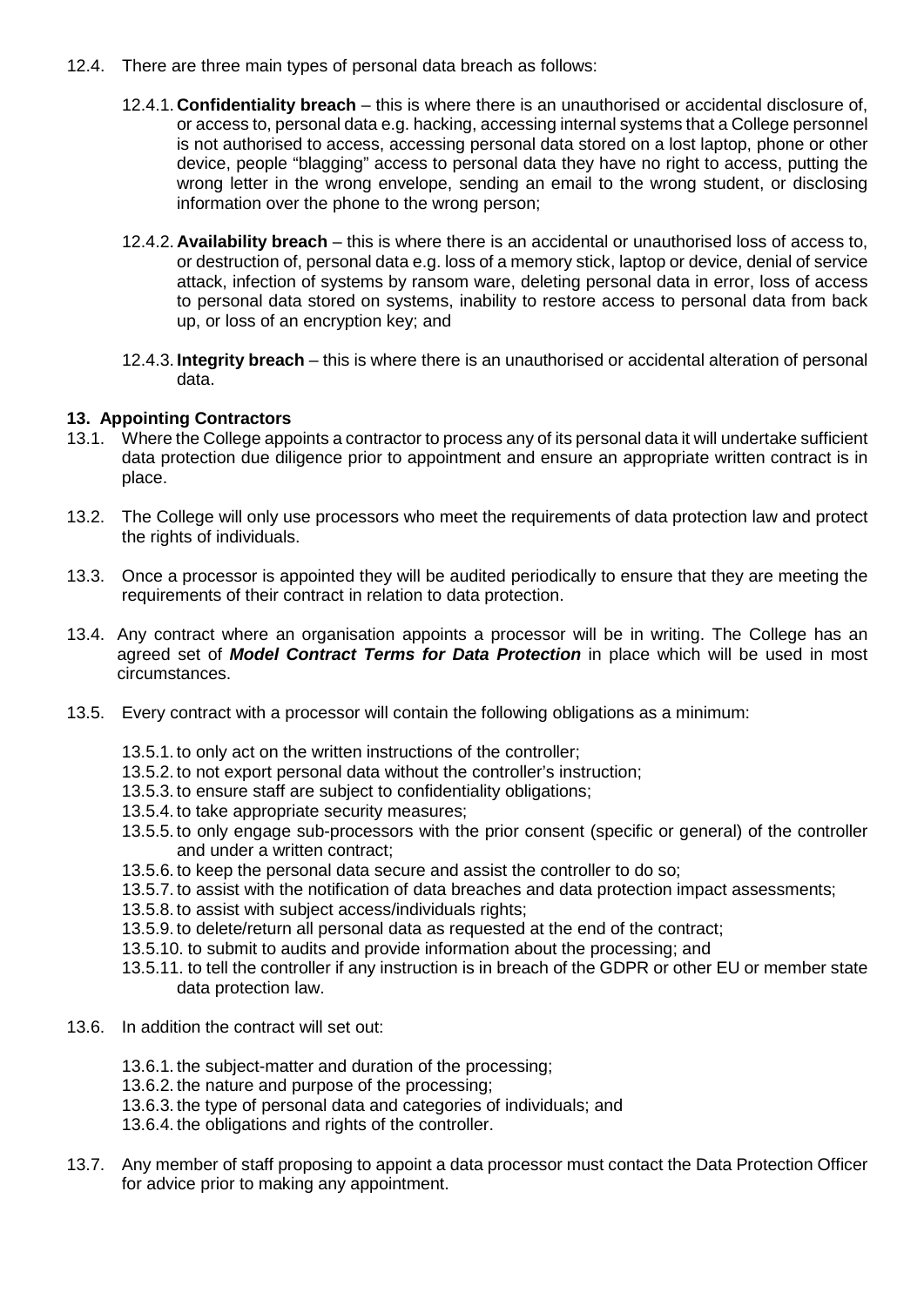12.4. There are three main types of personal data breach as follows:

12.4.1. **Confidentiality breach** – this is where there is an unauthorised or accidental disclosure of, or access to, personal data e.g. hacking, accessing internal systems that a College personnel is not authorised to access, accessing personal data stored on a lost laptop, phone or other device, people "blagging" access to personal data they have no right to access, putting the wrong letter in the wrong envelope, sending an email to the wrong student, or disclosing information over the phone to the wrong person;

12.4.2. **Availability breach** – this is where there is an accidental or unauthorised loss of access to, or destruction of, personal data e.g. loss of a memory stick, laptop or device, denial of service attack, infection of systems by ransom ware, deleting personal data in error, loss of access to personal data stored on systems, inability to restore access to personal data from back up, or loss of an encryption key; and

12.4.3. **Integrity breach** – this is where there is an unauthorised or accidental alteration of personal data.

## 13. Appointing Contractors

13.1. Where the College appoints a contractor to process any of its personal data it will undertake sufficient data protection due diligence prior to appointment and ensure an appropriate written contract is in place.

13.2. The College will only use processors who meet the requirements of data protection law and protect the rights of individuals.

13.3. Once a processor is appointed they will be audited periodically to ensure that they are meeting the requirements of their contract in relation to data protection.

13.4. Any contract where an organisation appoints a processor will be in writing. The College has an agreed set of ***Model Contract Terms for Data Protection*** in place which will be used in most circumstances.

13.5. Every contract with a processor will contain the following obligations as a minimum:

13.5.1. to only act on the written instructions of the controller;
13.5.2. to not export personal data without the controller's instruction;
13.5.3. to ensure staff are subject to confidentiality obligations;
13.5.4. to take appropriate security measures;
13.5.5. to only engage sub-processors with the prior consent (specific or general) of the controller and under a written contract;
13.5.6. to keep the personal data secure and assist the controller to do so;
13.5.7. to assist with the notification of data breaches and data protection impact assessments;
13.5.8. to assist with subject access/individuals rights;
13.5.9. to delete/return all personal data as requested at the end of the contract;
13.5.10. to submit to audits and provide information about the processing; and
13.5.11. to tell the controller if any instruction is in breach of the GDPR or other EU or member state data protection law.

13.6. In addition the contract will set out:

13.6.1. the subject-matter and duration of the processing;
13.6.2. the nature and purpose of the processing;
13.6.3. the type of personal data and categories of individuals; and
13.6.4. the obligations and rights of the controller.

13.7. Any member of staff proposing to appoint a data processor must contact the Data Protection Officer for advice prior to making any appointment.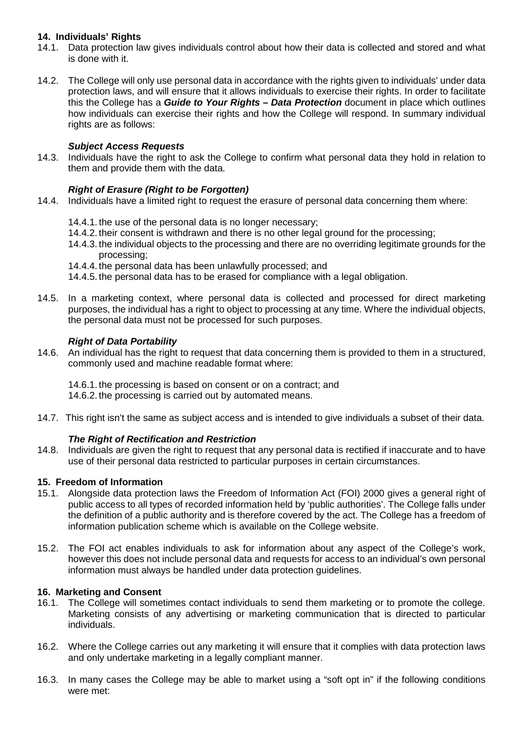## 14. Individuals' Rights

14.1. Data protection law gives individuals control about how their data is collected and stored and what is done with it.

14.2. The College will only use personal data in accordance with the rights given to individuals' under data protection laws, and will ensure that it allows individuals to exercise their rights. In order to facilitate this the College has a ***Guide to Your Rights – Data Protection*** document in place which outlines how individuals can exercise their rights and how the College will respond. In summary individual rights are as follows:

### *Subject Access Requests*

14.3. Individuals have the right to ask the College to confirm what personal data they hold in relation to them and provide them with the data.

### *Right of Erasure (Right to be Forgotten)*

14.4. Individuals have a limited right to request the erasure of personal data concerning them where:

- 14.4.1. the use of the personal data is no longer necessary;
- 14.4.2. their consent is withdrawn and there is no other legal ground for the processing;
- 14.4.3. the individual objects to the processing and there are no overriding legitimate grounds for the processing;
- 14.4.4. the personal data has been unlawfully processed; and
- 14.4.5. the personal data has to be erased for compliance with a legal obligation.

14.5. In a marketing context, where personal data is collected and processed for direct marketing purposes, the individual has a right to object to processing at any time. Where the individual objects, the personal data must not be processed for such purposes.

### *Right of Data Portability*

14.6. An individual has the right to request that data concerning them is provided to them in a structured, commonly used and machine readable format where:

- 14.6.1. the processing is based on consent or on a contract; and
- 14.6.2. the processing is carried out by automated means.

14.7. This right isn't the same as subject access and is intended to give individuals a subset of their data.

### *The Right of Rectification and Restriction*

14.8. Individuals are given the right to request that any personal data is rectified if inaccurate and to have use of their personal data restricted to particular purposes in certain circumstances.

## 15. Freedom of Information

15.1. Alongside data protection laws the Freedom of Information Act (FOI) 2000 gives a general right of public access to all types of recorded information held by 'public authorities'. The College falls under the definition of a public authority and is therefore covered by the act. The College has a freedom of information publication scheme which is available on the College website.

15.2. The FOI act enables individuals to ask for information about any aspect of the College's work, however this does not include personal data and requests for access to an individual's own personal information must always be handled under data protection guidelines.

## 16. Marketing and Consent

16.1. The College will sometimes contact individuals to send them marketing or to promote the college. Marketing consists of any advertising or marketing communication that is directed to particular individuals.

16.2. Where the College carries out any marketing it will ensure that it complies with data protection laws and only undertake marketing in a legally compliant manner.

16.3. In many cases the College may be able to market using a "soft opt in" if the following conditions were met: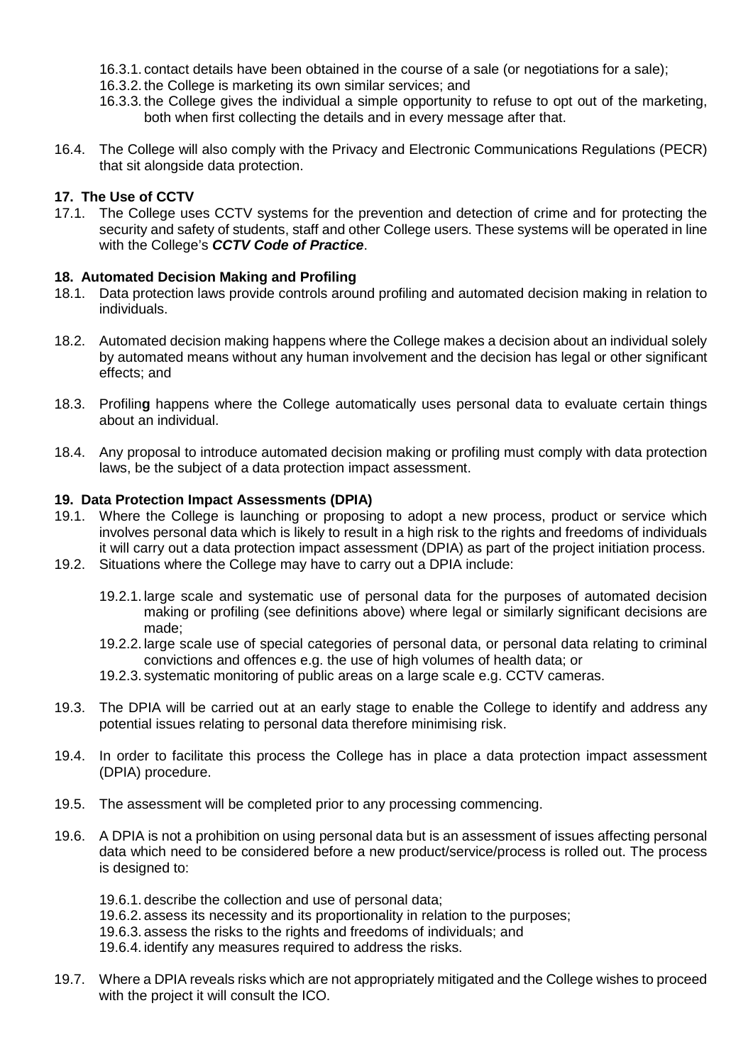16.3.1. contact details have been obtained in the course of a sale (or negotiations for a sale);
16.3.2. the College is marketing its own similar services; and
16.3.3. the College gives the individual a simple opportunity to refuse to opt out of the marketing, both when first collecting the details and in every message after that.

16.4. The College will also comply with the Privacy and Electronic Communications Regulations (PECR) that sit alongside data protection.

**17. The Use of CCTV**

17.1. The College uses CCTV systems for the prevention and detection of crime and for protecting the security and safety of students, staff and other College users. These systems will be operated in line with the College's ***CCTV Code of Practice***.

**18. Automated Decision Making and Profiling**

18.1. Data protection laws provide controls around profiling and automated decision making in relation to individuals.

18.2. Automated decision making happens where the College makes a decision about an individual solely by automated means without any human involvement and the decision has legal or other significant effects; and

18.3. Profilin**g** happens where the College automatically uses personal data to evaluate certain things about an individual.

18.4. Any proposal to introduce automated decision making or profiling must comply with data protection laws, be the subject of a data protection impact assessment.

**19. Data Protection Impact Assessments (DPIA)**

19.1. Where the College is launching or proposing to adopt a new process, product or service which involves personal data which is likely to result in a high risk to the rights and freedoms of individuals it will carry out a data protection impact assessment (DPIA) as part of the project initiation process.

19.2. Situations where the College may have to carry out a DPIA include:

19.2.1. large scale and systematic use of personal data for the purposes of automated decision making or profiling (see definitions above) where legal or similarly significant decisions are made;
19.2.2. large scale use of special categories of personal data, or personal data relating to criminal convictions and offences e.g. the use of high volumes of health data; or
19.2.3. systematic monitoring of public areas on a large scale e.g. CCTV cameras.

19.3. The DPIA will be carried out at an early stage to enable the College to identify and address any potential issues relating to personal data therefore minimising risk.

19.4. In order to facilitate this process the College has in place a data protection impact assessment (DPIA) procedure.

19.5. The assessment will be completed prior to any processing commencing.

19.6. A DPIA is not a prohibition on using personal data but is an assessment of issues affecting personal data which need to be considered before a new product/service/process is rolled out. The process is designed to:

19.6.1. describe the collection and use of personal data;
19.6.2. assess its necessity and its proportionality in relation to the purposes;
19.6.3. assess the risks to the rights and freedoms of individuals; and
19.6.4. identify any measures required to address the risks.

19.7. Where a DPIA reveals risks which are not appropriately mitigated and the College wishes to proceed with the project it will consult the ICO.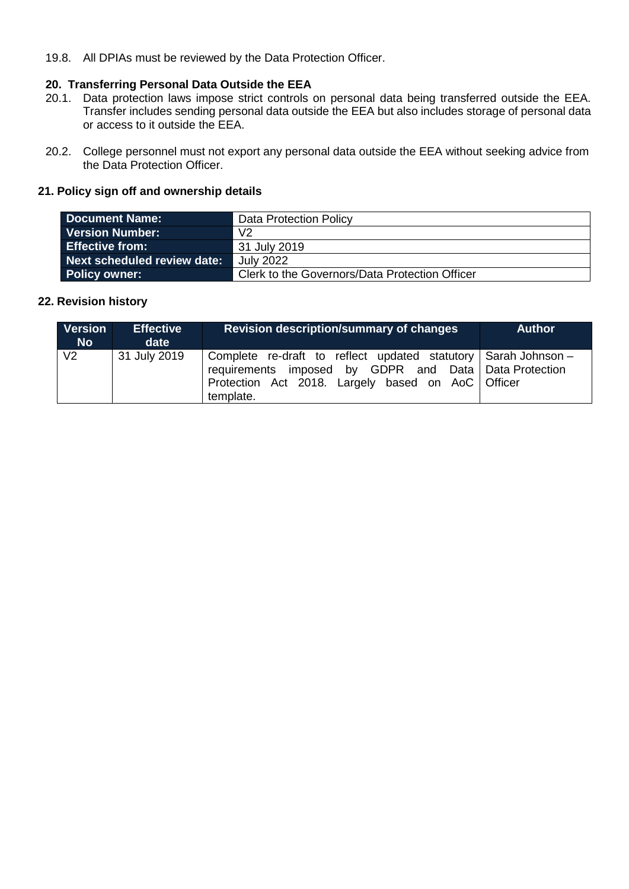19.8. All DPIAs must be reviewed by the Data Protection Officer.

## 20. Transferring Personal Data Outside the EEA

20.1. Data protection laws impose strict controls on personal data being transferred outside the EEA. Transfer includes sending personal data outside the EEA but also includes storage of personal data or access to it outside the EEA.

20.2. College personnel must not export any personal data outside the EEA without seeking advice from the Data Protection Officer.

## 21. Policy sign off and ownership details

| | |
|---|---|
| **Document Name:** | Data Protection Policy |
| **Version Number:** | V2 |
| **Effective from:** | 31 July 2019 |
| **Next scheduled review date:** | July 2022 |
| **Policy owner:** | Clerk to the Governors/Data Protection Officer |

## 22. Revision history

| Version No | Effective date | Revision description/summary of changes | Author |
|---|---|---|---|
| V2 | 31 July 2019 | Complete re-draft to reflect updated statutory requirements imposed by GDPR and Data Protection Act 2018. Largely based on AoC template. | Sarah Johnson – Data Protection Officer |